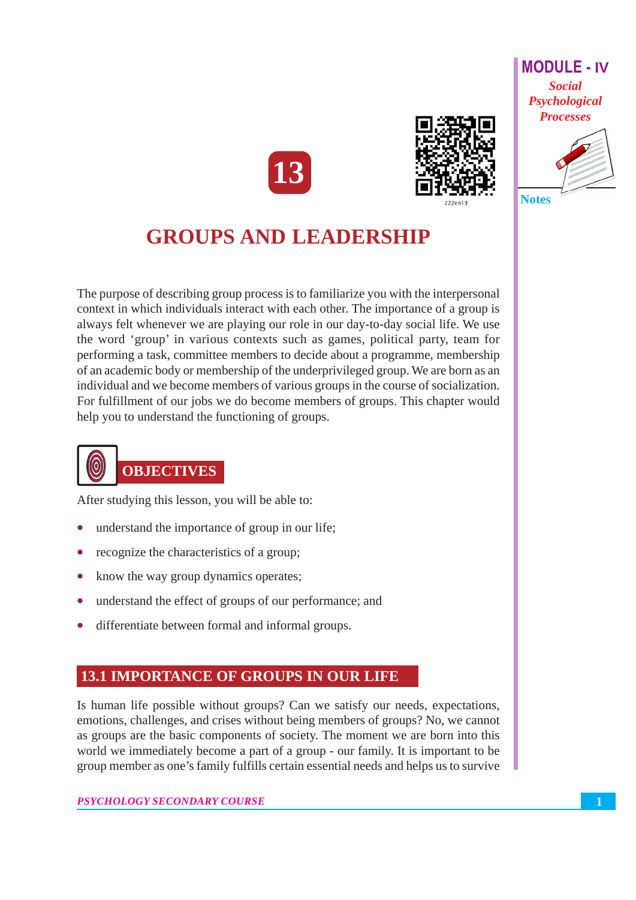# 13

# GROUPS AND LEADERSHIP

The purpose of describing group process is to familiarize you with the interpersonal context in which individuals interact with each other. The importance of a group is always felt whenever we are playing our role in our day-to-day social life. We use the word 'group' in various contexts such as games, political party, team for performing a task, committee members to decide about a programme, membership of an academic body or membership of the underprivileged group. We are born as an individual and we become members of various groups in the course of socialization. For fulfillment of our jobs we do become members of groups. This chapter would help you to understand the functioning of groups.

## OBJECTIVES

After studying this lesson, you will be able to:

- understand the importance of group in our life;
- recognize the characteristics of a group;
- know the way group dynamics operates;
- understand the effect of groups of our performance; and
- differentiate between formal and informal groups.

## 13.1 IMPORTANCE OF GROUPS IN OUR LIFE

Is human life possible without groups? Can we satisfy our needs, expectations, emotions, challenges, and crises without being members of groups? No, we cannot as groups are the basic components of society. The moment we are born into this world we immediately become a part of a group - our family. It is important to be group member as one's family fulfills certain essential needs and helps us to survive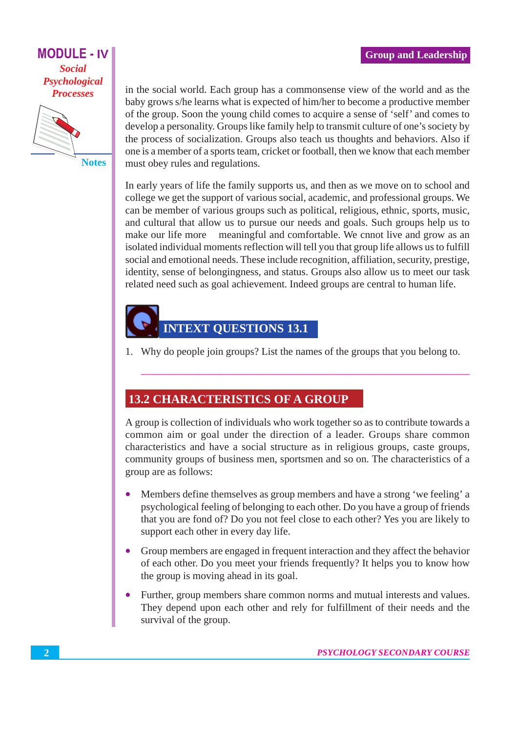in the social world. Each group has a commonsense view of the world and as the baby grows s/he learns what is expected of him/her to become a productive member of the group. Soon the young child comes to acquire a sense of 'self' and comes to develop a personality. Groups like family help to transmit culture of one's society by the process of socialization. Groups also teach us thoughts and behaviors. Also if one is a member of a sports team, cricket or football, then we know that each member must obey rules and regulations.

In early years of life the family supports us, and then as we move on to school and college we get the support of various social, academic, and professional groups. We can be member of various groups such as political, religious, ethnic, sports, music, and cultural that allow us to pursue our needs and goals. Such groups help us to make our life more meaningful and comfortable. We cnnot live and grow as an isolated individual moments reflection will tell you that group life allows us to fulfill social and emotional needs. These include recognition, affiliation, security, prestige, identity, sense of belongingness, and status. Groups also allow us to meet our task related need such as goal achievement. Indeed groups are central to human life.

## INTEXT QUESTIONS 13.1

1. Why do people join groups? List the names of the groups that you belong to.

## 13.2 CHARACTERISTICS OF A GROUP

A group is collection of individuals who work together so as to contribute towards a common aim or goal under the direction of a leader. Groups share common characteristics and have a social structure as in religious groups, caste groups, community groups of business men, sportsmen and so on. The characteristics of a group are as follows:

- Members define themselves as group members and have a strong 'we feeling' a psychological feeling of belonging to each other. Do you have a group of friends that you are fond of? Do you not feel close to each other? Yes you are likely to support each other in every day life.
- Group members are engaged in frequent interaction and they affect the behavior of each other. Do you meet your friends frequently? It helps you to know how the group is moving ahead in its goal.
- Further, group members share common norms and mutual interests and values. They depend upon each other and rely for fulfillment of their needs and the survival of the group.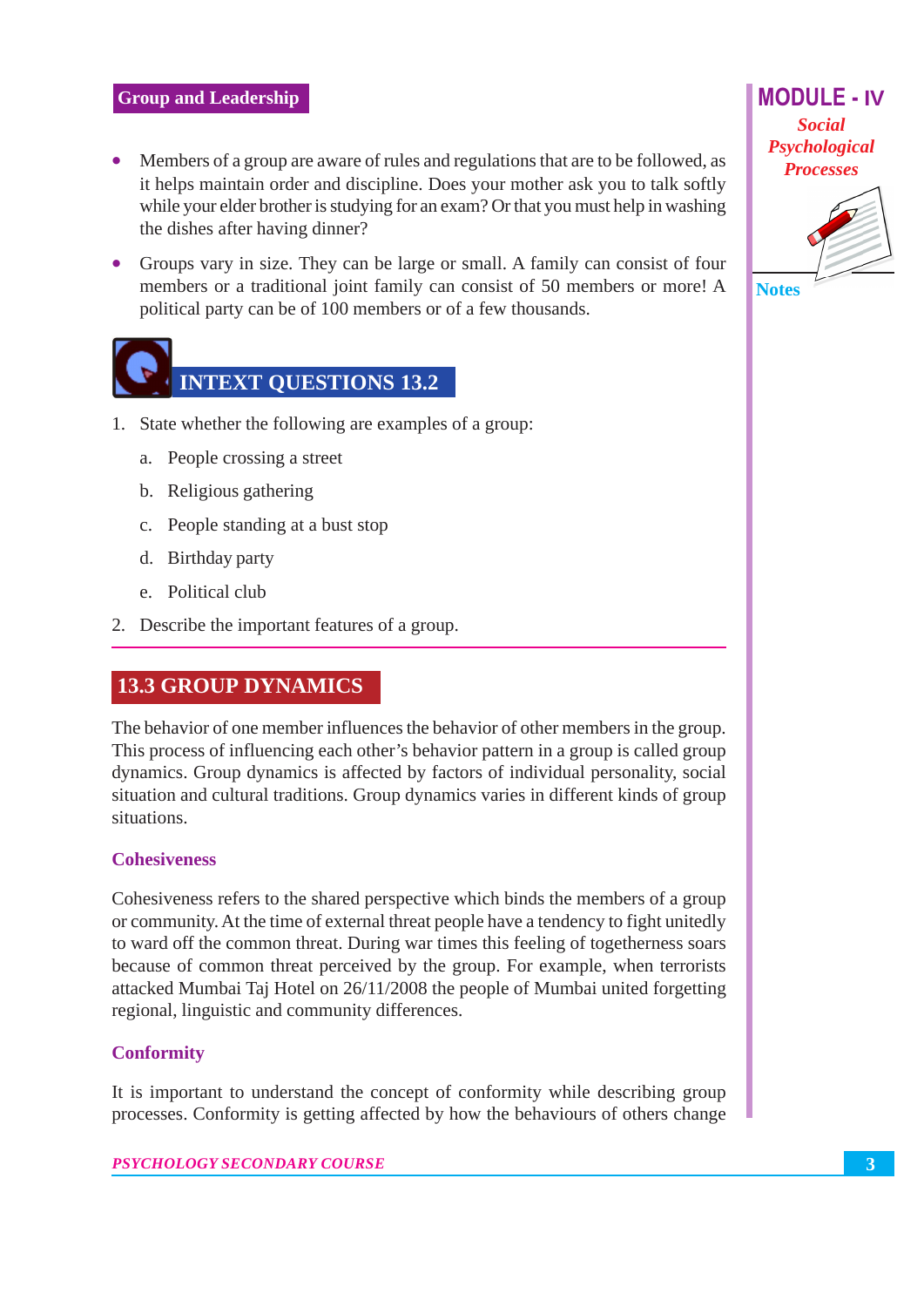- Members of a group are aware of rules and regulations that are to be followed, as it helps maintain order and discipline. Does your mother ask you to talk softly while your elder brother is studying for an exam? Or that you must help in washing the dishes after having dinner?
- Groups vary in size. They can be large or small. A family can consist of four members or a traditional joint family can consist of 50 members or more! A political party can be of 100 members or of a few thousands.

### INTEXT QUESTIONS 13.2

1. State whether the following are examples of a group:
   a. People crossing a street
   b. Religious gathering
   c. People standing at a bust stop
   d. Birthday party
   e. Political club
2. Describe the important features of a group.

## 13.3 GROUP DYNAMICS

The behavior of one member influences the behavior of other members in the group. This process of influencing each other's behavior pattern in a group is called group dynamics. Group dynamics is affected by factors of individual personality, social situation and cultural traditions. Group dynamics varies in different kinds of group situations.

### Cohesiveness

Cohesiveness refers to the shared perspective which binds the members of a group or community. At the time of external threat people have a tendency to fight unitedly to ward off the common threat. During war times this feeling of togetherness soars because of common threat perceived by the group. For example, when terrorists attacked Mumbai Taj Hotel on 26/11/2008 the people of Mumbai united forgetting regional, linguistic and community differences.

### Conformity

It is important to understand the concept of conformity while describing group processes. Conformity is getting affected by how the behaviours of others change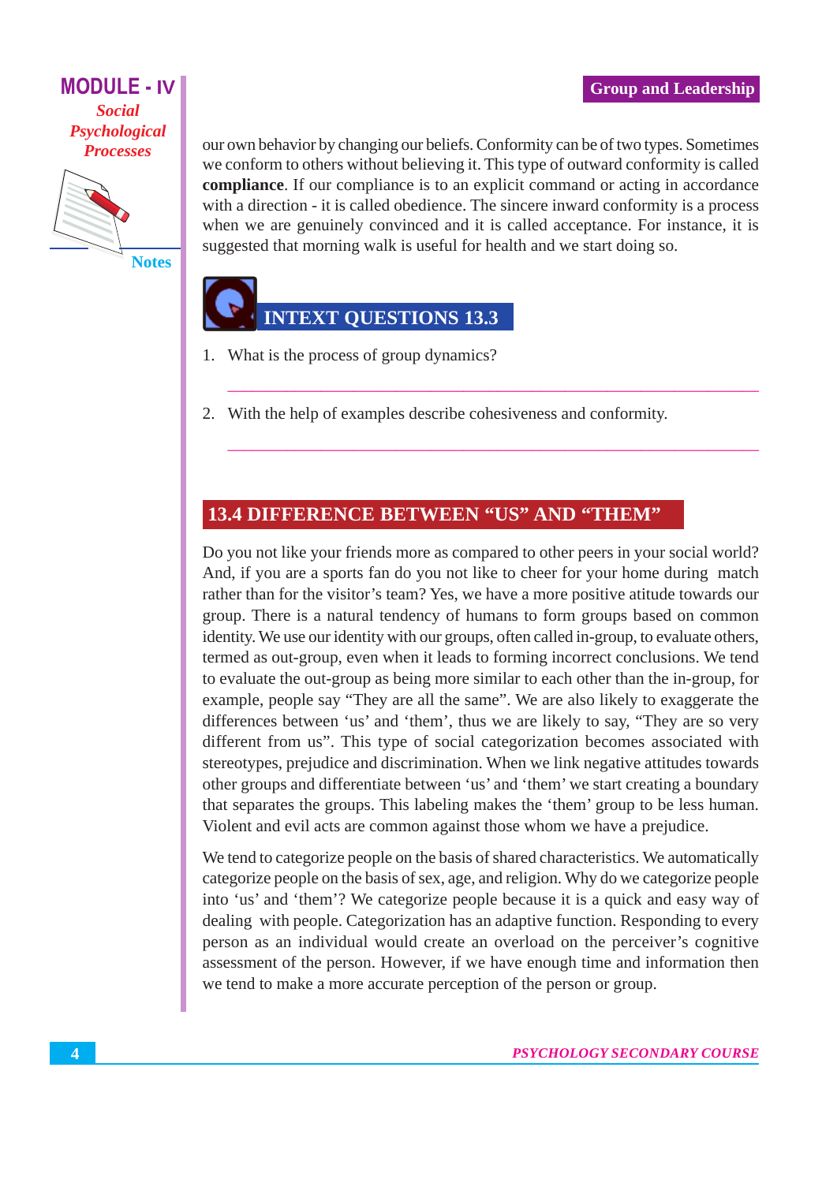our own behavior by changing our beliefs. Conformity can be of two types. Sometimes we conform to others without believing it. This type of outward conformity is called **compliance**. If our compliance is to an explicit command or acting in accordance with a direction - it is called obedience. The sincere inward conformity is a process when we are genuinely convinced and it is called acceptance. For instance, it is suggested that morning walk is useful for health and we start doing so.

### INTEXT QUESTIONS 13.3

1. What is the process of group dynamics?

   ______________________________________________

2. With the help of examples describe cohesiveness and conformity.

   ______________________________________________

## 13.4 DIFFERENCE BETWEEN "US" AND "THEM"

Do you not like your friends more as compared to other peers in your social world? And, if you are a sports fan do you not like to cheer for your home during match rather than for the visitor's team? Yes, we have a more positive atitude towards our group. There is a natural tendency of humans to form groups based on common identity. We use our identity with our groups, often called in-group, to evaluate others, termed as out-group, even when it leads to forming incorrect conclusions. We tend to evaluate the out-group as being more similar to each other than the in-group, for example, people say "They are all the same". We are also likely to exaggerate the differences between 'us' and 'them', thus we are likely to say, "They are so very different from us". This type of social categorization becomes associated with stereotypes, prejudice and discrimination. When we link negative attitudes towards other groups and differentiate between 'us' and 'them' we start creating a boundary that separates the groups. This labeling makes the 'them' group to be less human. Violent and evil acts are common against those whom we have a prejudice.

We tend to categorize people on the basis of shared characteristics. We automatically categorize people on the basis of sex, age, and religion. Why do we categorize people into 'us' and 'them'? We categorize people because it is a quick and easy way of dealing with people. Categorization has an adaptive function. Responding to every person as an individual would create an overload on the perceiver's cognitive assessment of the person. However, if we have enough time and information then we tend to make a more accurate perception of the person or group.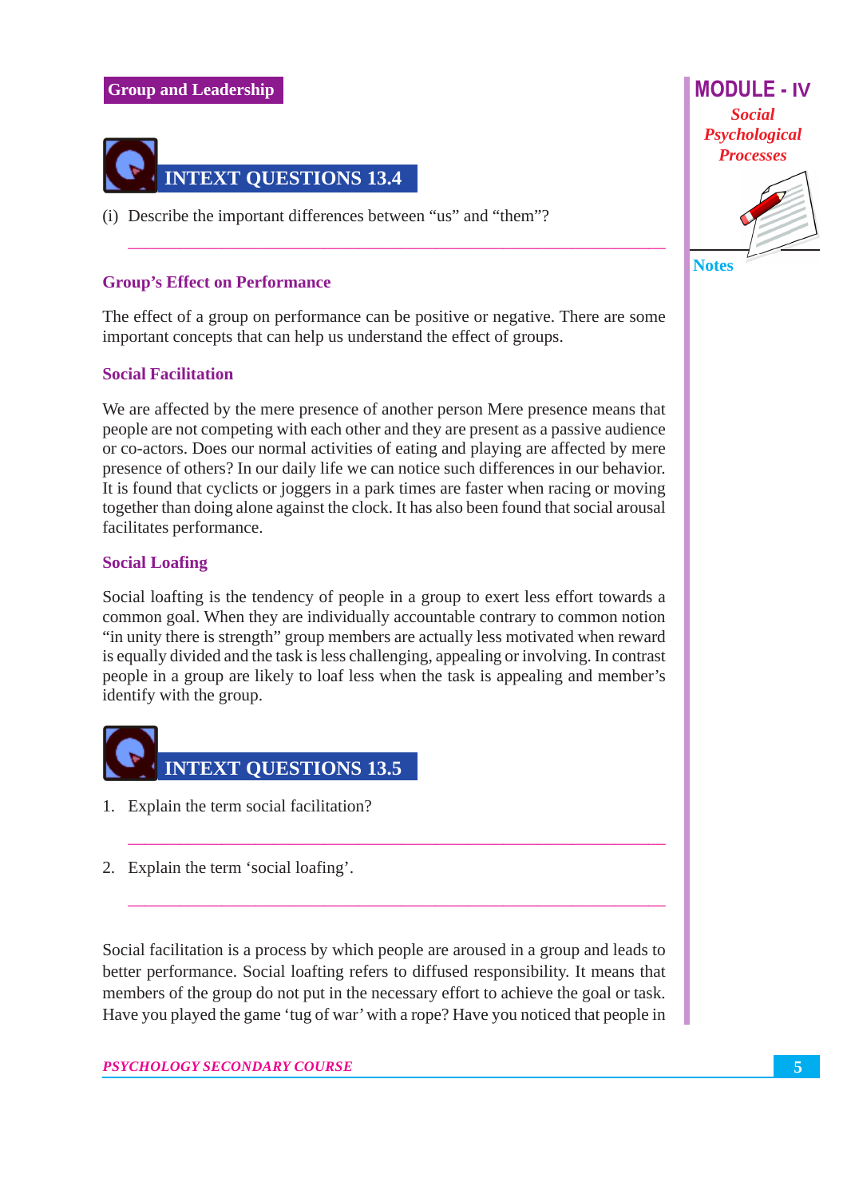## INTEXT QUESTIONS 13.4

(i) Describe the important differences between "us" and "them"?

___________________________________________________________

### Group's Effect on Performance

The effect of a group on performance can be positive or negative. There are some important concepts that can help us understand the effect of groups.

#### Social Facilitation

We are affected by the mere presence of another person Mere presence means that people are not competing with each other and they are present as a passive audience or co-actors. Does our normal activities of eating and playing are affected by mere presence of others? In our daily life we can notice such differences in our behavior. It is found that cyclicts or joggers in a park times are faster when racing or moving together than doing alone against the clock. It has also been found that social arousal facilitates performance.

#### Social Loafing

Social loafting is the tendency of people in a group to exert less effort towards a common goal. When they are individually accountable contrary to common notion "in unity there is strength" group members are actually less motivated when reward is equally divided and the task is less challenging, appealing or involving. In contrast people in a group are likely to loaf less when the task is appealing and member's identify with the group.

## INTEXT QUESTIONS 13.5

1. Explain the term social facilitation?

___________________________________________________________

2. Explain the term 'social loafing'.

___________________________________________________________

Social facilitation is a process by which people are aroused in a group and leads to better performance. Social loafting refers to diffused responsibility. It means that members of the group do not put in the necessary effort to achieve the goal or task. Have you played the game 'tug of war' with a rope? Have you noticed that people in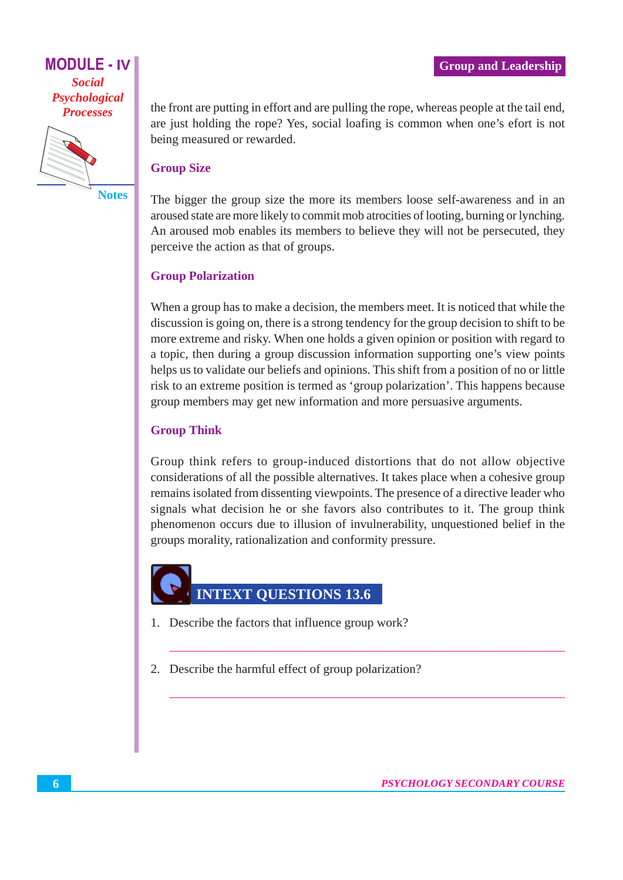the front are putting in effort and are pulling the rope, whereas people at the tail end, are just holding the rope? Yes, social loafing is common when one's efort is not being measured or rewarded.

### Group Size

The bigger the group size the more its members loose self-awareness and in an aroused state are more likely to commit mob atrocities of looting, burning or lynching. An aroused mob enables its members to believe they will not be persecuted, they perceive the action as that of groups.

### Group Polarization

When a group has to make a decision, the members meet. It is noticed that while the discussion is going on, there is a strong tendency for the group decision to shift to be more extreme and risky. When one holds a given opinion or position with regard to a topic, then during a group discussion information supporting one's view points helps us to validate our beliefs and opinions. This shift from a position of no or little risk to an extreme position is termed as 'group polarization'. This happens because group members may get new information and more persuasive arguments.

### Group Think

Group think refers to group-induced distortions that do not allow objective considerations of all the possible alternatives. It takes place when a cohesive group remains isolated from dissenting viewpoints. The presence of a directive leader who signals what decision he or she favors also contributes to it. The group think phenomenon occurs due to illusion of invulnerability, unquestioned belief in the groups morality, rationalization and conformity pressure.

## INTEXT QUESTIONS 13.6

1. Describe the factors that influence group work?

   ______________________________________________

2. Describe the harmful effect of group polarization?

   ______________________________________________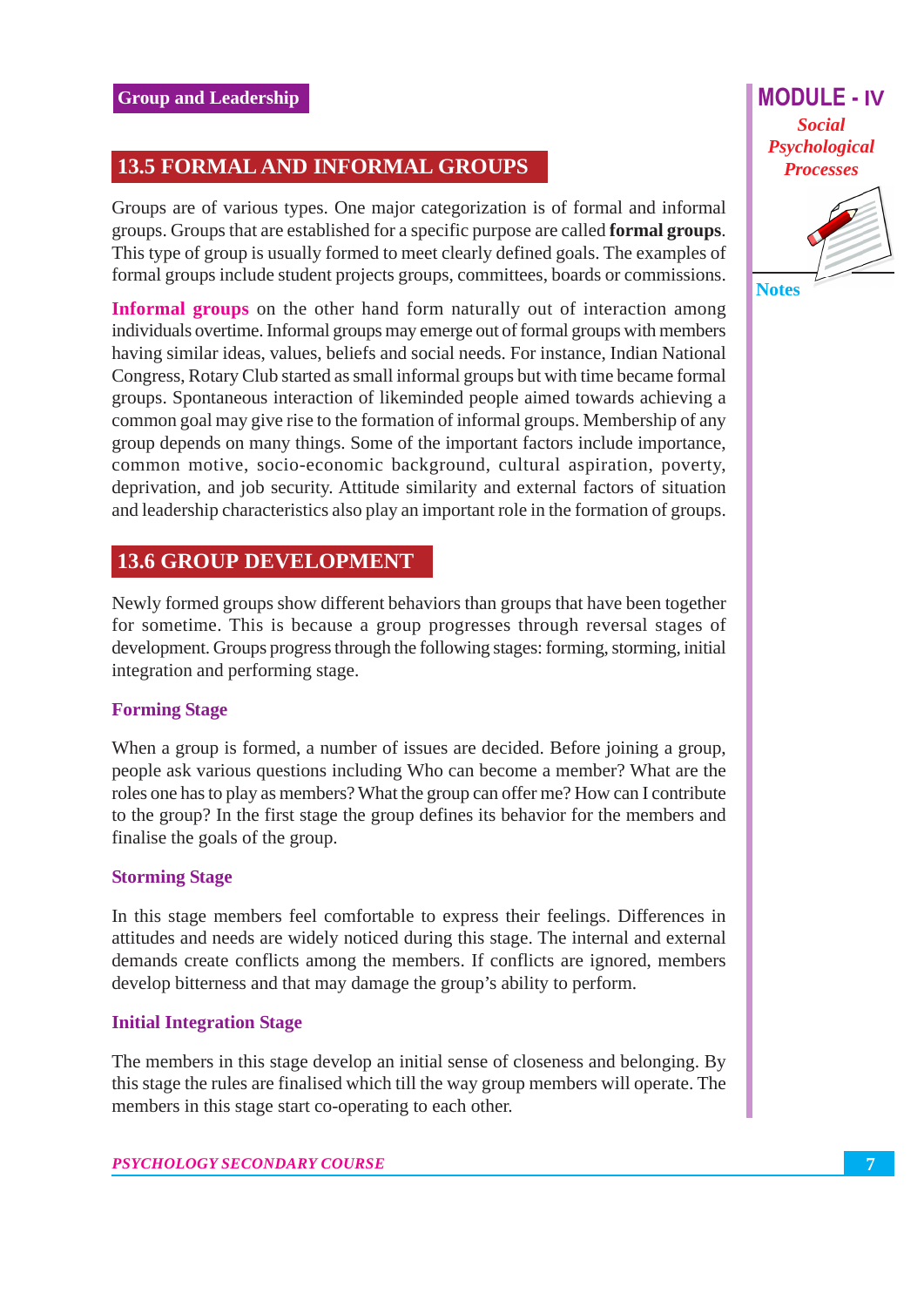## 13.5 FORMAL AND INFORMAL GROUPS

Groups are of various types. One major categorization is of formal and informal groups. Groups that are established for a specific purpose are called **formal groups**. This type of group is usually formed to meet clearly defined goals. The examples of formal groups include student projects groups, committees, boards or commissions.

**Informal groups** on the other hand form naturally out of interaction among individuals overtime. Informal groups may emerge out of formal groups with members having similar ideas, values, beliefs and social needs. For instance, Indian National Congress, Rotary Club started as small informal groups but with time became formal groups. Spontaneous interaction of likeminded people aimed towards achieving a common goal may give rise to the formation of informal groups. Membership of any group depends on many things. Some of the important factors include importance, common motive, socio-economic background, cultural aspiration, poverty, deprivation, and job security. Attitude similarity and external factors of situation and leadership characteristics also play an important role in the formation of groups.

## 13.6 GROUP DEVELOPMENT

Newly formed groups show different behaviors than groups that have been together for sometime. This is because a group progresses through reversal stages of development. Groups progress through the following stages: forming, storming, initial integration and performing stage.

### Forming Stage

When a group is formed, a number of issues are decided. Before joining a group, people ask various questions including Who can become a member? What are the roles one has to play as members? What the group can offer me? How can I contribute to the group? In the first stage the group defines its behavior for the members and finalise the goals of the group.

### Storming Stage

In this stage members feel comfortable to express their feelings. Differences in attitudes and needs are widely noticed during this stage. The internal and external demands create conflicts among the members. If conflicts are ignored, members develop bitterness and that may damage the group's ability to perform.

### Initial Integration Stage

The members in this stage develop an initial sense of closeness and belonging. By this stage the rules are finalised which till the way group members will operate. The members in this stage start co-operating to each other.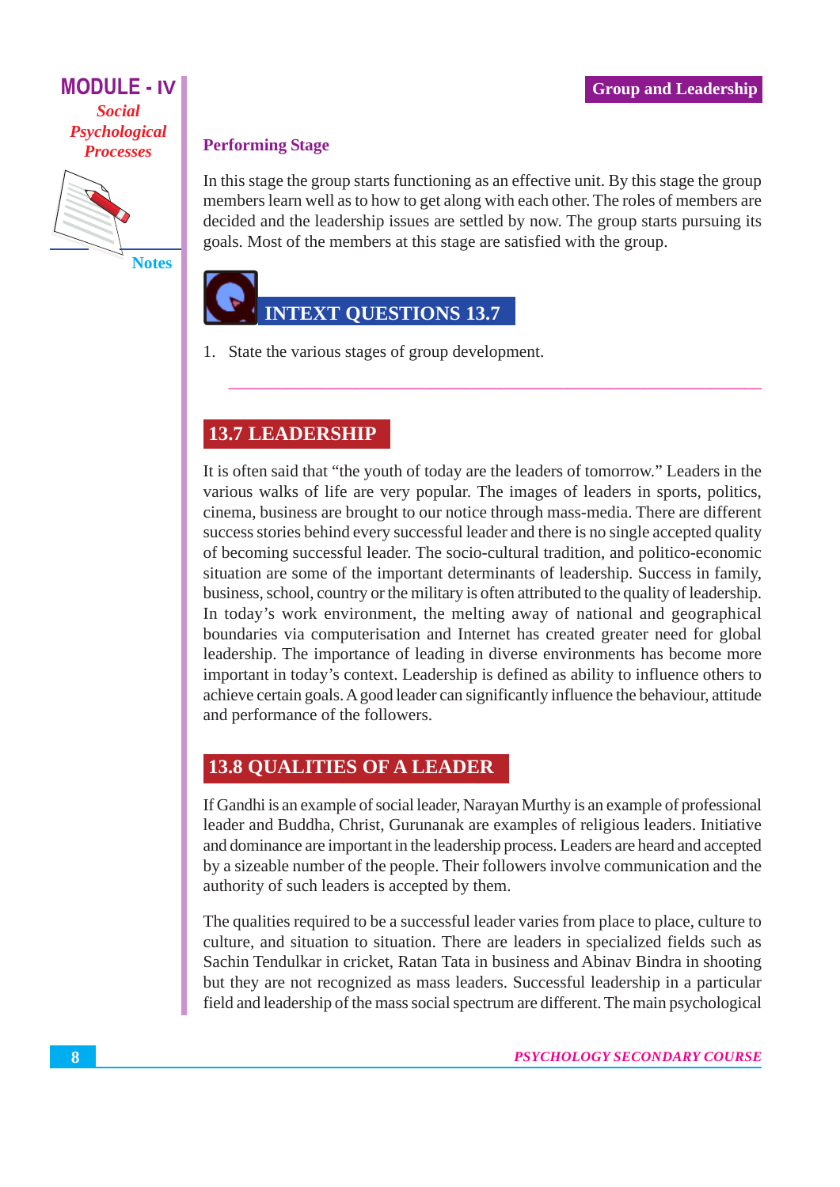### Performing Stage

In this stage the group starts functioning as an effective unit. By this stage the group members learn well as to how to get along with each other. The roles of members are decided and the leadership issues are settled by now. The group starts pursuing its goals. Most of the members at this stage are satisfied with the group.

### INTEXT QUESTIONS 13.7

1. State the various stages of group development.

## 13.7 LEADERSHIP

It is often said that "the youth of today are the leaders of tomorrow." Leaders in the various walks of life are very popular. The images of leaders in sports, politics, cinema, business are brought to our notice through mass-media. There are different success stories behind every successful leader and there is no single accepted quality of becoming successful leader. The socio-cultural tradition, and politico-economic situation are some of the important determinants of leadership. Success in family, business, school, country or the military is often attributed to the quality of leadership. In today's work environment, the melting away of national and geographical boundaries via computerisation and Internet has created greater need for global leadership. The importance of leading in diverse environments has become more important in today's context. Leadership is defined as ability to influence others to achieve certain goals. A good leader can significantly influence the behaviour, attitude and performance of the followers.

## 13.8 QUALITIES OF A LEADER

If Gandhi is an example of social leader, Narayan Murthy is an example of professional leader and Buddha, Christ, Gurunanak are examples of religious leaders. Initiative and dominance are important in the leadership process. Leaders are heard and accepted by a sizeable number of the people. Their followers involve communication and the authority of such leaders is accepted by them.

The qualities required to be a successful leader varies from place to place, culture to culture, and situation to situation. There are leaders in specialized fields such as Sachin Tendulkar in cricket, Ratan Tata in business and Abinav Bindra in shooting but they are not recognized as mass leaders. Successful leadership in a particular field and leadership of the mass social spectrum are different. The main psychological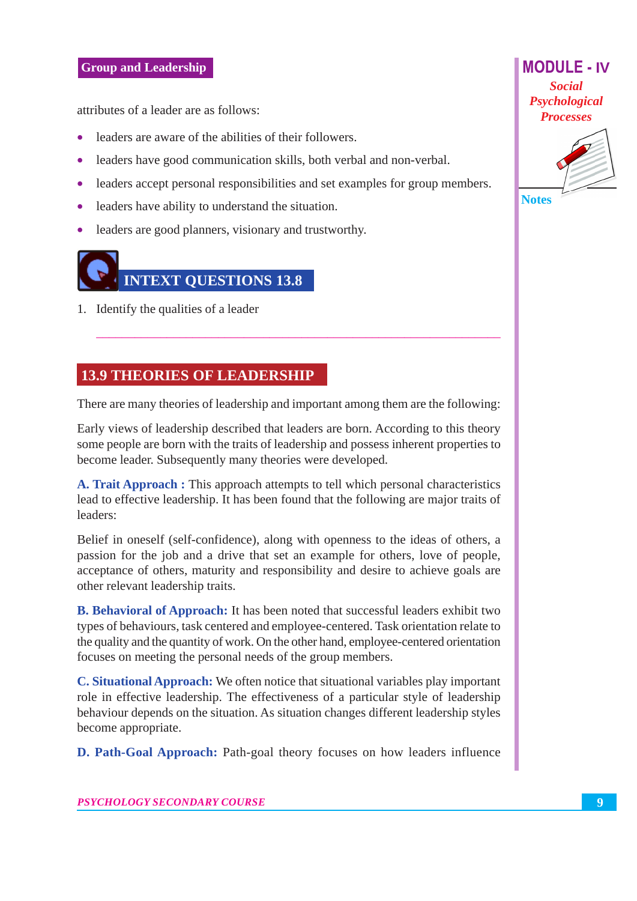attributes of a leader are as follows:

- leaders are aware of the abilities of their followers.
- leaders have good communication skills, both verbal and non-verbal.
- leaders accept personal responsibilities and set examples for group members.
- leaders have ability to understand the situation.
- leaders are good planners, visionary and trustworthy.

## INTEXT QUESTIONS 13.8

1. Identify the qualities of a leader

______________________________________________________________________

## 13.9 THEORIES OF LEADERSHIP

There are many theories of leadership and important among them are the following:

Early views of leadership described that leaders are born. According to this theory some people are born with the traits of leadership and possess inherent properties to become leader. Subsequently many theories were developed.

**A. Trait Approach :** This approach attempts to tell which personal characteristics lead to effective leadership. It has been found that the following are major traits of leaders:

Belief in oneself (self-confidence), along with openness to the ideas of others, a passion for the job and a drive that set an example for others, love of people, acceptance of others, maturity and responsibility and desire to achieve goals are other relevant leadership traits.

**B. Behavioral of Approach:** It has been noted that successful leaders exhibit two types of behaviours, task centered and employee-centered. Task orientation relate to the quality and the quantity of work. On the other hand, employee-centered orientation focuses on meeting the personal needs of the group members.

**C. Situational Approach:** We often notice that situational variables play important role in effective leadership. The effectiveness of a particular style of leadership behaviour depends on the situation. As situation changes different leadership styles become appropriate.

**D. Path-Goal Approach:** Path-goal theory focuses on how leaders influence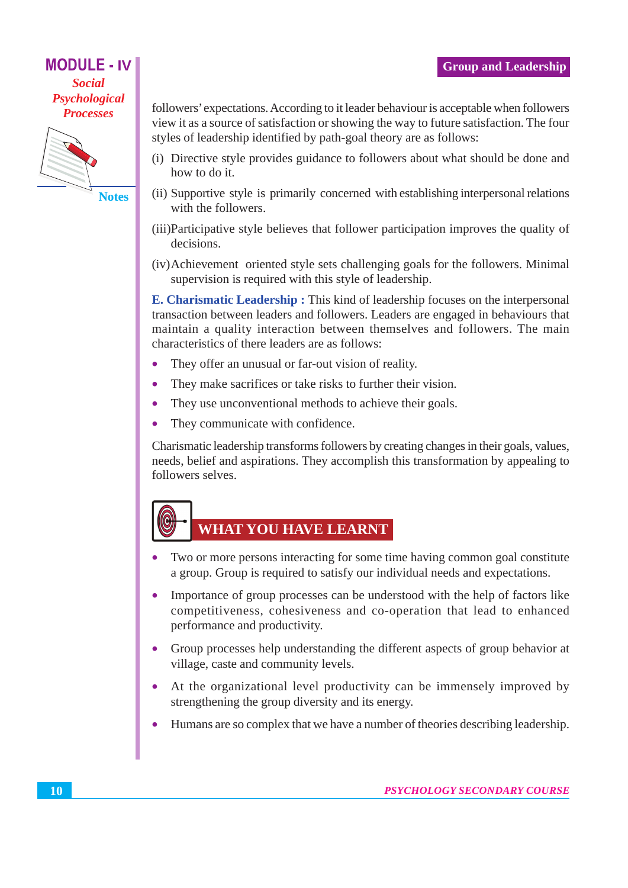followers' expectations. According to it leader behaviour is acceptable when followers view it as a source of satisfaction or showing the way to future satisfaction. The four styles of leadership identified by path-goal theory are as follows:

(i) Directive style provides guidance to followers about what should be done and how to do it.

(ii) Supportive style is primarily concerned with establishing interpersonal relations with the followers.

(iii) Participative style believes that follower participation improves the quality of decisions.

(iv) Achievement oriented style sets challenging goals for the followers. Minimal supervision is required with this style of leadership.

**E. Charismatic Leadership :** This kind of leadership focuses on the interpersonal transaction between leaders and followers. Leaders are engaged in behaviours that maintain a quality interaction between themselves and followers. The main characteristics of there leaders are as follows:

- They offer an unusual or far-out vision of reality.
- They make sacrifices or take risks to further their vision.
- They use unconventional methods to achieve their goals.
- They communicate with confidence.

Charismatic leadership transforms followers by creating changes in their goals, values, needs, belief and aspirations. They accomplish this transformation by appealing to followers selves.

## WHAT YOU HAVE LEARNT

- Two or more persons interacting for some time having common goal constitute a group. Group is required to satisfy our individual needs and expectations.
- Importance of group processes can be understood with the help of factors like competitiveness, cohesiveness and co-operation that lead to enhanced performance and productivity.
- Group processes help understanding the different aspects of group behavior at village, caste and community levels.
- At the organizational level productivity can be immensely improved by strengthening the group diversity and its energy.
- Humans are so complex that we have a number of theories describing leadership.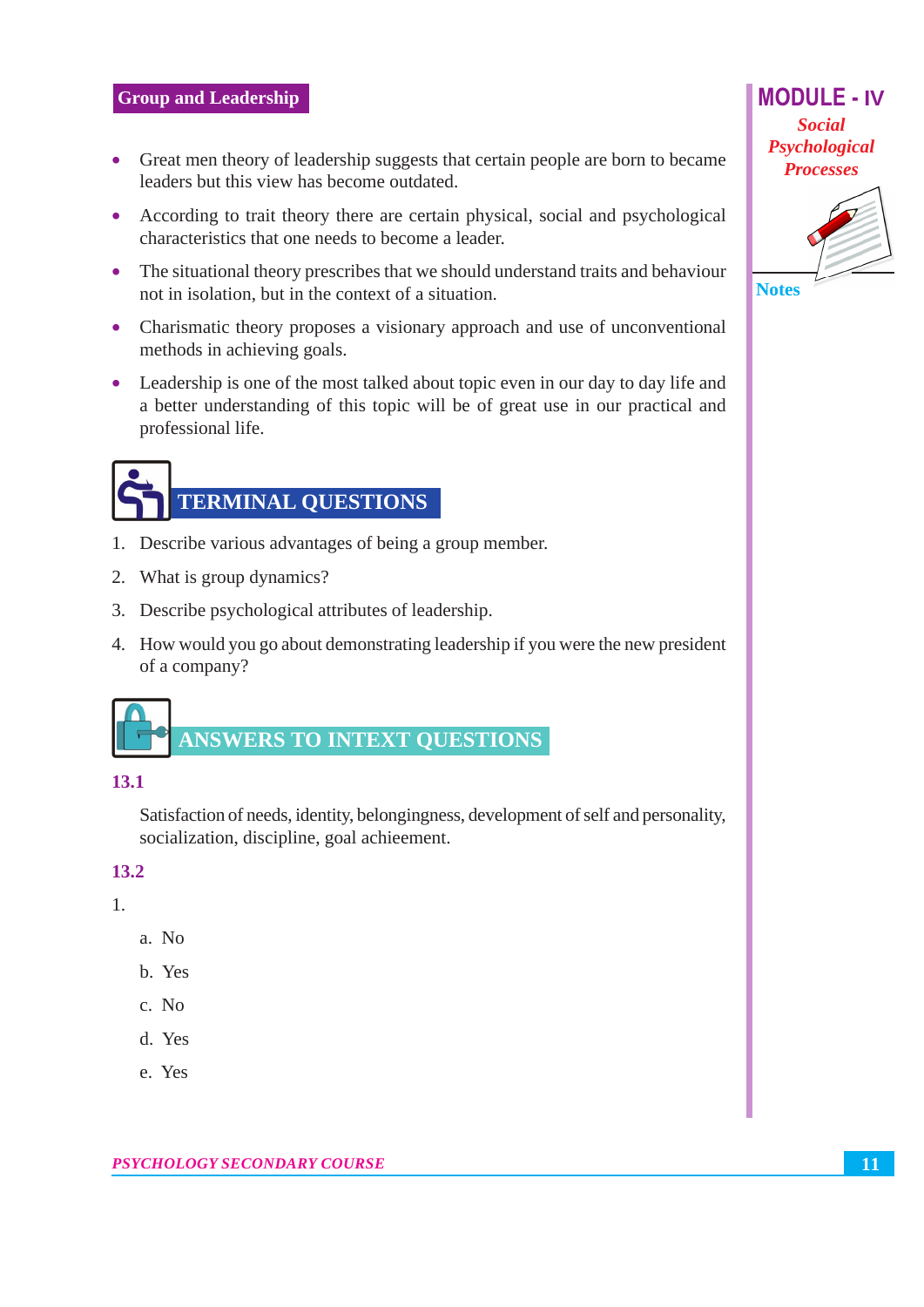- Great men theory of leadership suggests that certain people are born to became leaders but this view has become outdated.
- According to trait theory there are certain physical, social and psychological characteristics that one needs to become a leader.
- The situational theory prescribes that we should understand traits and behaviour not in isolation, but in the context of a situation.
- Charismatic theory proposes a visionary approach and use of unconventional methods in achieving goals.
- Leadership is one of the most talked about topic even in our day to day life and a better understanding of this topic will be of great use in our practical and professional life.

## TERMINAL QUESTIONS

1. Describe various advantages of being a group member.
2. What is group dynamics?
3. Describe psychological attributes of leadership.
4. How would you go about demonstrating leadership if you were the new president of a company?

## ANSWERS TO INTEXT QUESTIONS

### 13.1

Satisfaction of needs, identity, belongingness, development of self and personality, socialization, discipline, goal achieement.

### 13.2

1.
   a. No
   b. Yes
   c. No
   d. Yes
   e. Yes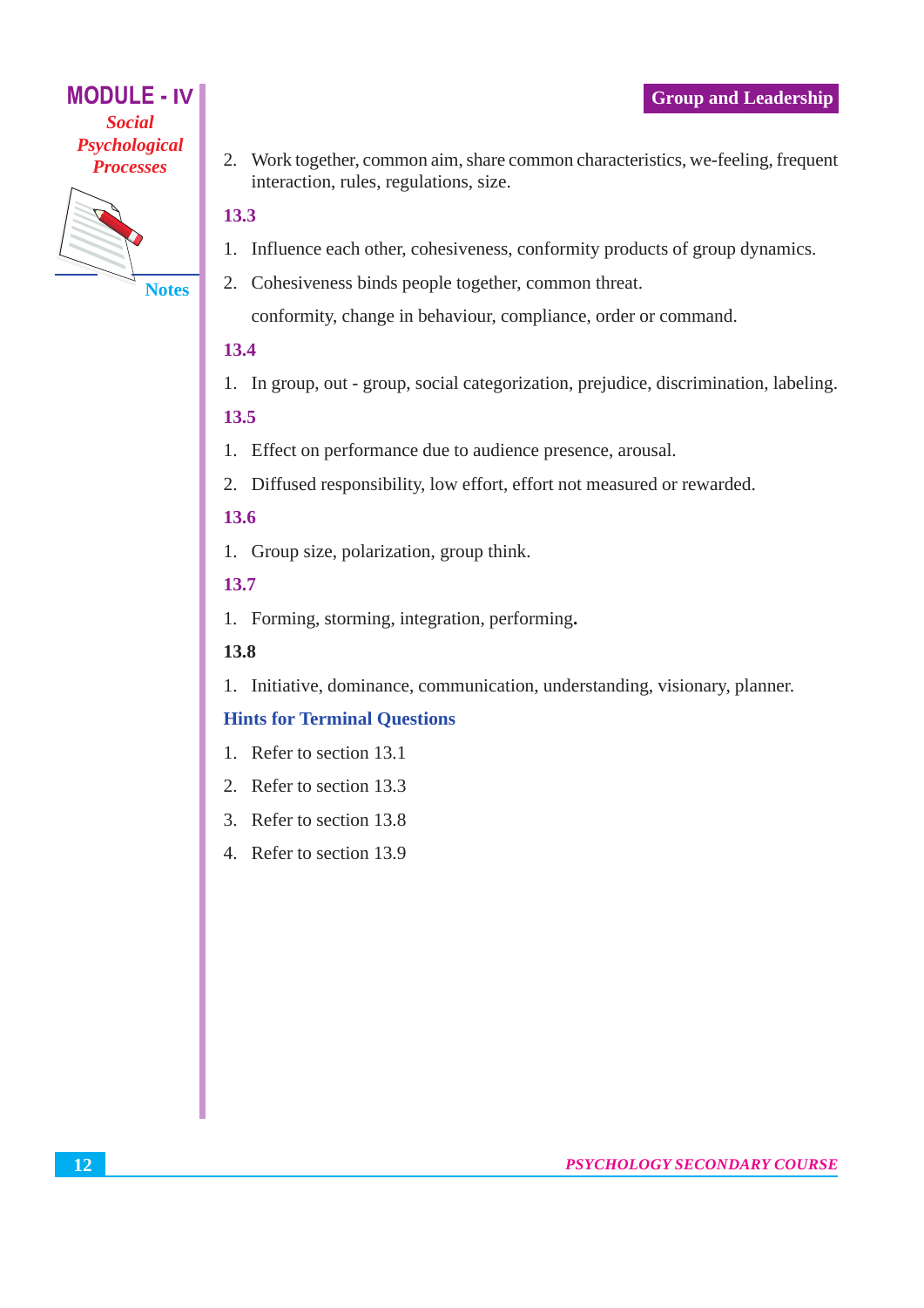2. Work together, common aim, share common characteristics, we-feeling, frequent interaction, rules, regulations, size.

### 13.3

1. Influence each other, cohesiveness, conformity products of group dynamics.
2. Cohesiveness binds people together, common threat.

   conformity, change in behaviour, compliance, order or command.

### 13.4

1. In group, out - group, social categorization, prejudice, discrimination, labeling.

### 13.5

1. Effect on performance due to audience presence, arousal.
2. Diffused responsibility, low effort, effort not measured or rewarded.

### 13.6

1. Group size, polarization, group think.

### 13.7

1. Forming, storming, integration, performing.

### 13.8

1. Initiative, dominance, communication, understanding, visionary, planner.

## Hints for Terminal Questions

1. Refer to section 13.1
2. Refer to section 13.3
3. Refer to section 13.8
4. Refer to section 13.9